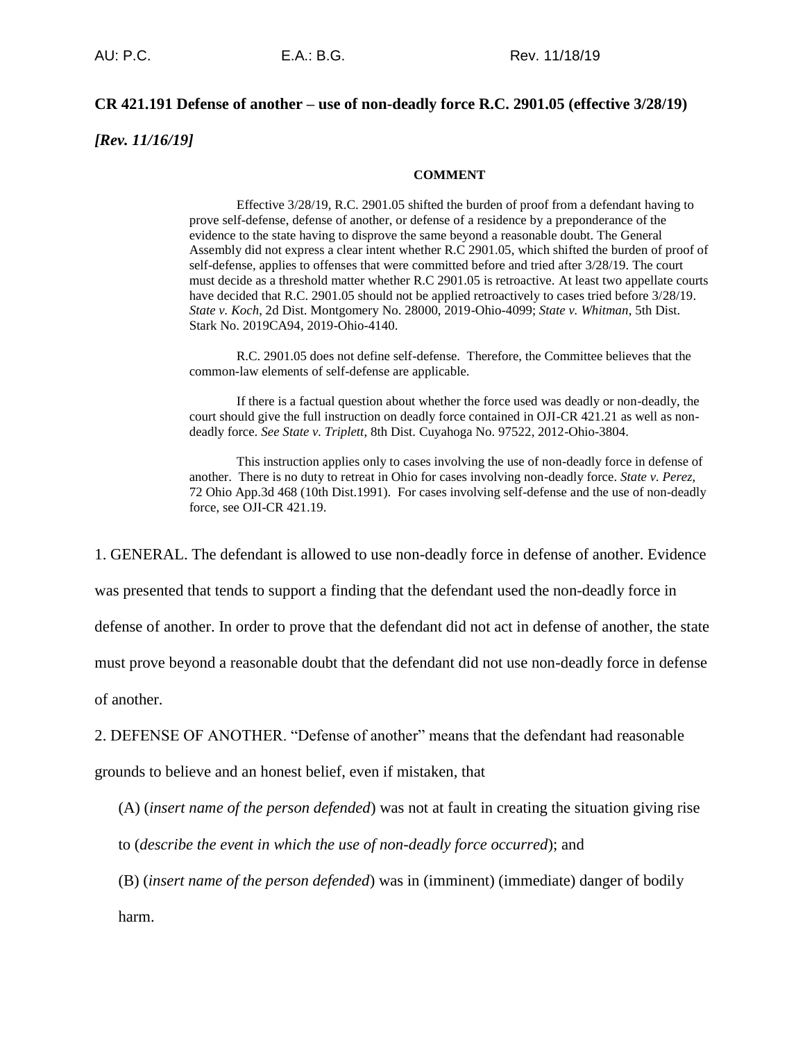AU: P.C. E.A.: B.G. Rev. 11/18/19

**CR 421.191 Defense of another – use of non-deadly force R.C. 2901.05 (effective 3/28/19)**

***[Rev. 11/16/19]***

**COMMENT**

Effective 3/28/19, R.C. 2901.05 shifted the burden of proof from a defendant having to prove self-defense, defense of another, or defense of a residence by a preponderance of the evidence to the state having to disprove the same beyond a reasonable doubt. The General Assembly did not express a clear intent whether R.C 2901.05, which shifted the burden of proof of self-defense, applies to offenses that were committed before and tried after 3/28/19. The court must decide as a threshold matter whether R.C 2901.05 is retroactive. At least two appellate courts have decided that R.C. 2901.05 should not be applied retroactively to cases tried before 3/28/19. *State v. Koch*, 2d Dist. Montgomery No. 28000, 2019-Ohio-4099; *State v. Whitman*, 5th Dist. Stark No. 2019CA94, 2019-Ohio-4140.

R.C. 2901.05 does not define self-defense. Therefore, the Committee believes that the common-law elements of self-defense are applicable.

If there is a factual question about whether the force used was deadly or non-deadly, the court should give the full instruction on deadly force contained in OJI-CR 421.21 as well as non-deadly force. *See State v. Triplett*, 8th Dist. Cuyahoga No. 97522, 2012-Ohio-3804.

This instruction applies only to cases involving the use of non-deadly force in defense of another. There is no duty to retreat in Ohio for cases involving non-deadly force. *State v. Perez*, 72 Ohio App.3d 468 (10th Dist.1991). For cases involving self-defense and the use of non-deadly force, see OJI-CR 421.19.

1. GENERAL. The defendant is allowed to use non-deadly force in defense of another. Evidence was presented that tends to support a finding that the defendant used the non-deadly force in defense of another. In order to prove that the defendant did not act in defense of another, the state must prove beyond a reasonable doubt that the defendant did not use non-deadly force in defense of another.

2. DEFENSE OF ANOTHER. "Defense of another" means that the defendant had reasonable grounds to believe and an honest belief, even if mistaken, that

(A) (*insert name of the person defended*) was not at fault in creating the situation giving rise to (*describe the event in which the use of non-deadly force occurred*); and

(B) (*insert name of the person defended*) was in (imminent) (immediate) danger of bodily harm.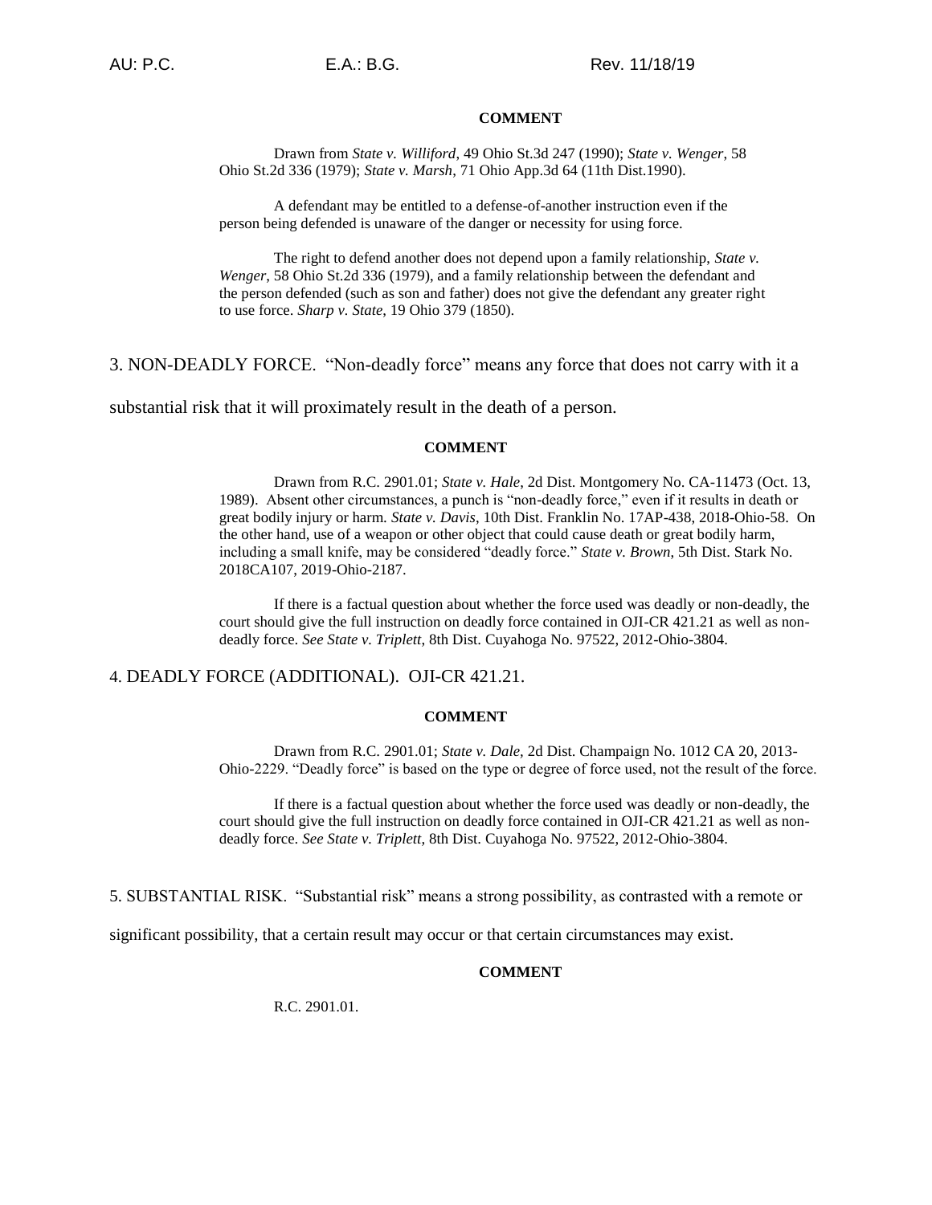**COMMENT**

Drawn from *State v. Williford*, 49 Ohio St.3d 247 (1990); *State v. Wenger*, 58 Ohio St.2d 336 (1979); *State v. Marsh*, 71 Ohio App.3d 64 (11th Dist.1990).

A defendant may be entitled to a defense-of-another instruction even if the person being defended is unaware of the danger or necessity for using force.

The right to defend another does not depend upon a family relationship, *State v. Wenger*, 58 Ohio St.2d 336 (1979), and a family relationship between the defendant and the person defended (such as son and father) does not give the defendant any greater right to use force. *Sharp v. State*, 19 Ohio 379 (1850).

3. NON-DEADLY FORCE. "Non-deadly force" means any force that does not carry with it a substantial risk that it will proximately result in the death of a person.

**COMMENT**

Drawn from R.C. 2901.01; *State v. Hale*, 2d Dist. Montgomery No. CA-11473 (Oct. 13, 1989). Absent other circumstances, a punch is "non-deadly force," even if it results in death or great bodily injury or harm. *State v. Davis*, 10th Dist. Franklin No. 17AP-438, 2018-Ohio-58. On the other hand, use of a weapon or other object that could cause death or great bodily harm, including a small knife, may be considered "deadly force." *State v. Brown*, 5th Dist. Stark No. 2018CA107, 2019-Ohio-2187.

If there is a factual question about whether the force used was deadly or non-deadly, the court should give the full instruction on deadly force contained in OJI-CR 421.21 as well as non-deadly force. *See State v. Triplett*, 8th Dist. Cuyahoga No. 97522, 2012-Ohio-3804.

4. DEADLY FORCE (ADDITIONAL). OJI-CR 421.21.

**COMMENT**

Drawn from R.C. 2901.01; *State v. Dale*, 2d Dist. Champaign No. 1012 CA 20, 2013-Ohio-2229. "Deadly force" is based on the type or degree of force used, not the result of the force.

If there is a factual question about whether the force used was deadly or non-deadly, the court should give the full instruction on deadly force contained in OJI-CR 421.21 as well as non-deadly force. *See State v. Triplett*, 8th Dist. Cuyahoga No. 97522, 2012-Ohio-3804.

5. SUBSTANTIAL RISK. "Substantial risk" means a strong possibility, as contrasted with a remote or significant possibility, that a certain result may occur or that certain circumstances may exist.

**COMMENT**

R.C. 2901.01.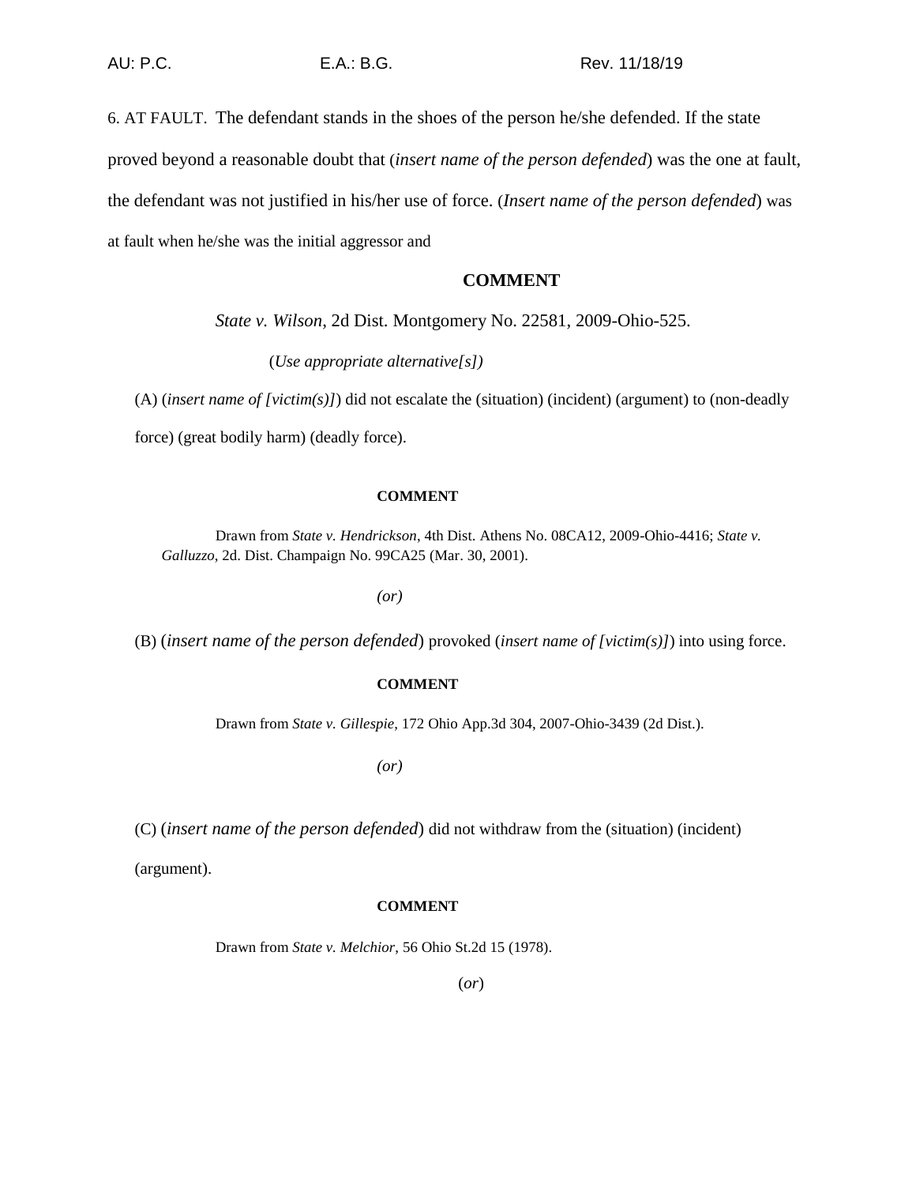6. AT FAULT. The defendant stands in the shoes of the person he/she defended. If the state proved beyond a reasonable doubt that (*insert name of the person defended*) was the one at fault, the defendant was not justified in his/her use of force. (*Insert name of the person defended*) was at fault when he/she was the initial aggressor and

**COMMENT**

*State v. Wilson*, 2d Dist. Montgomery No. 22581, 2009-Ohio-525.

(*Use appropriate alternative[s])*

(A) (*insert name of [victim(s)]*) did not escalate the (situation) (incident) (argument) to (non-deadly force) (great bodily harm) (deadly force).

**COMMENT**

Drawn from *State v. Hendrickson*, 4th Dist. Athens No. 08CA12, 2009-Ohio-4416; *State v. Galluzzo*, 2d. Dist. Champaign No. 99CA25 (Mar. 30, 2001).

*(or)*

(B) (*insert name of the person defended*) provoked (*insert name of [victim(s)]*) into using force.

**COMMENT**

Drawn from *State v. Gillespie*, 172 Ohio App.3d 304, 2007-Ohio-3439 (2d Dist.).

*(or)*

(C) (*insert name of the person defended*) did not withdraw from the (situation) (incident) (argument).

**COMMENT**

Drawn from *State v. Melchior*, 56 Ohio St.2d 15 (1978).

(*or*)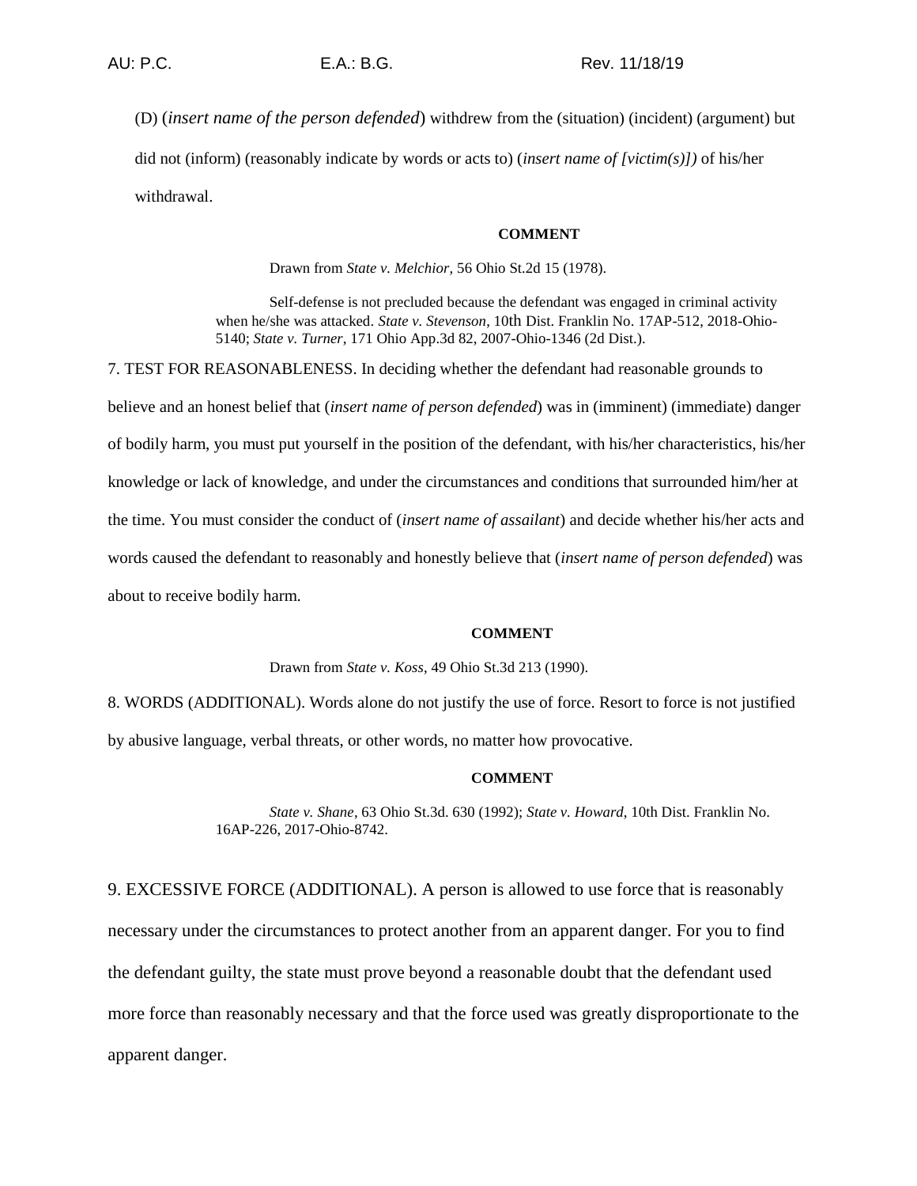(D) (*insert name of the person defended*) withdrew from the (situation) (incident) (argument) but did not (inform) (reasonably indicate by words or acts to) (*insert name of [victim(s)])* of his/her withdrawal.

**COMMENT**

Drawn from *State v. Melchior*, 56 Ohio St.2d 15 (1978).

Self-defense is not precluded because the defendant was engaged in criminal activity when he/she was attacked. *State v. Stevenson*, 10th Dist. Franklin No. 17AP-512, 2018-Ohio-5140; *State v. Turner*, 171 Ohio App.3d 82, 2007-Ohio-1346 (2d Dist.).

7. TEST FOR REASONABLENESS. In deciding whether the defendant had reasonable grounds to believe and an honest belief that (*insert name of person defended*) was in (imminent) (immediate) danger of bodily harm, you must put yourself in the position of the defendant, with his/her characteristics, his/her knowledge or lack of knowledge, and under the circumstances and conditions that surrounded him/her at the time. You must consider the conduct of (*insert name of assailant*) and decide whether his/her acts and words caused the defendant to reasonably and honestly believe that (*insert name of person defended*) was about to receive bodily harm.

**COMMENT**

Drawn from *State v. Koss*, 49 Ohio St.3d 213 (1990).

8. WORDS (ADDITIONAL). Words alone do not justify the use of force. Resort to force is not justified by abusive language, verbal threats, or other words, no matter how provocative.

**COMMENT**

*State v. Shane*, 63 Ohio St.3d. 630 (1992); *State v. Howard*, 10th Dist. Franklin No. 16AP-226, 2017-Ohio-8742.

9. EXCESSIVE FORCE (ADDITIONAL). A person is allowed to use force that is reasonably necessary under the circumstances to protect another from an apparent danger. For you to find the defendant guilty, the state must prove beyond a reasonable doubt that the defendant used more force than reasonably necessary and that the force used was greatly disproportionate to the apparent danger.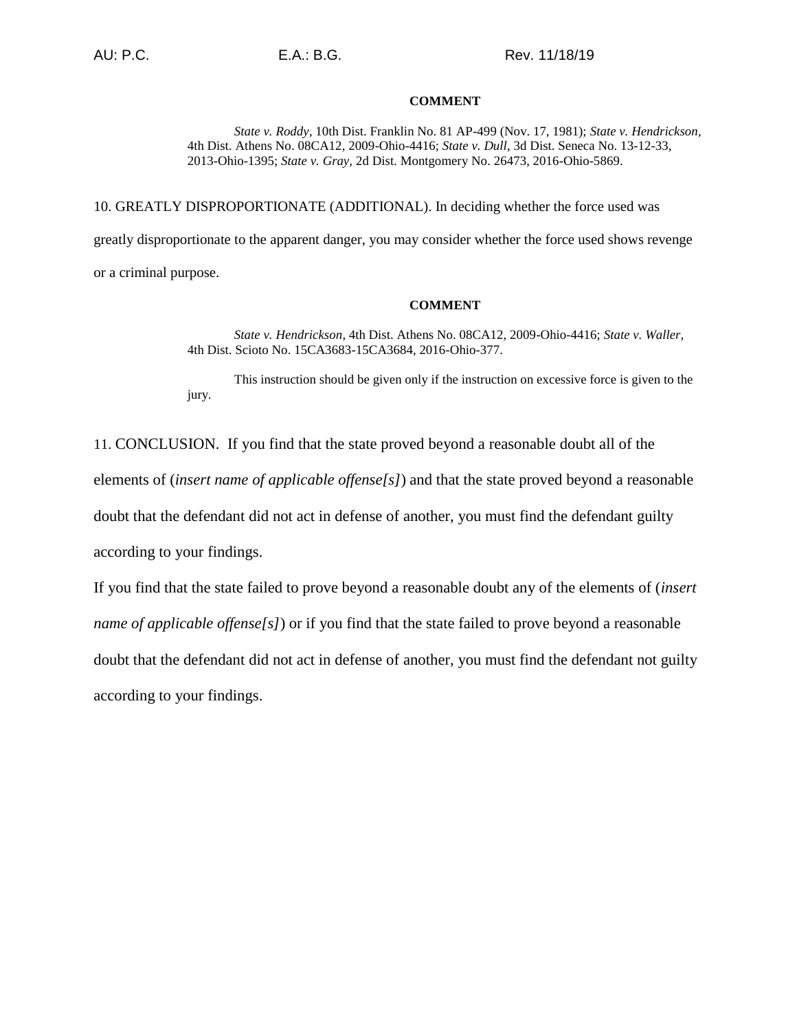**COMMENT**

*State v. Roddy*, 10th Dist. Franklin No. 81 AP-499 (Nov. 17, 1981); *State v. Hendrickson*, 4th Dist. Athens No. 08CA12, 2009-Ohio-4416; *State v. Dull*, 3d Dist. Seneca No. 13-12-33, 2013-Ohio-1395; *State v. Gray*, 2d Dist. Montgomery No. 26473, 2016-Ohio-5869.

10. GREATLY DISPROPORTIONATE (ADDITIONAL). In deciding whether the force used was greatly disproportionate to the apparent danger, you may consider whether the force used shows revenge or a criminal purpose.

**COMMENT**

*State v. Hendrickson*, 4th Dist. Athens No. 08CA12, 2009-Ohio-4416; *State v. Waller*, 4th Dist. Scioto No. 15CA3683-15CA3684, 2016-Ohio-377.

This instruction should be given only if the instruction on excessive force is given to the jury.

11. CONCLUSION. If you find that the state proved beyond a reasonable doubt all of the elements of (*insert name of applicable offense[s]*) and that the state proved beyond a reasonable doubt that the defendant did not act in defense of another, you must find the defendant guilty according to your findings.

If you find that the state failed to prove beyond a reasonable doubt any of the elements of (*insert name of applicable offense[s]*) or if you find that the state failed to prove beyond a reasonable doubt that the defendant did not act in defense of another, you must find the defendant not guilty according to your findings.